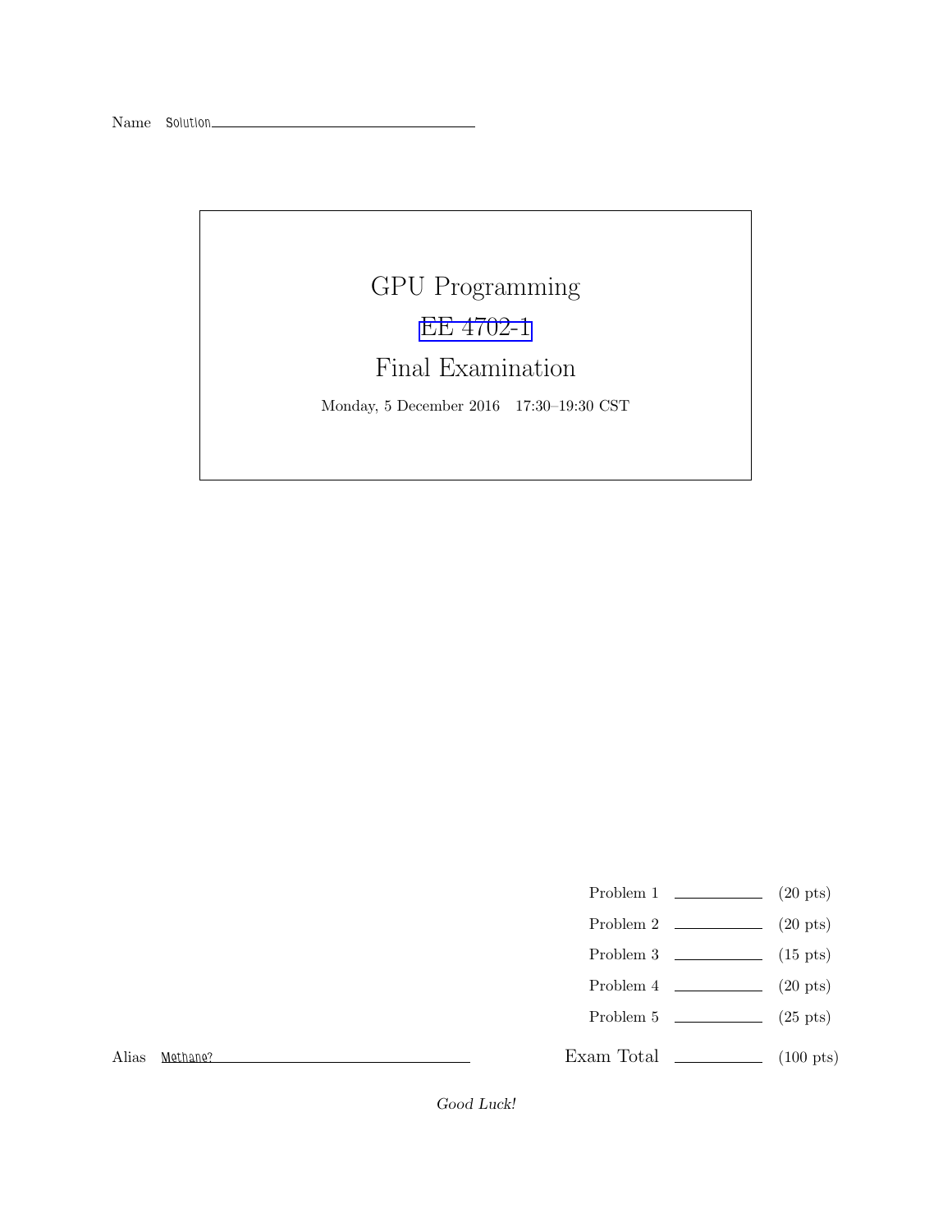Name Solution

# GPU Programming

## EE 4702-1

## Final Examination

Monday, 5 December 2016 17:30–19:30 CST

| | | |
|---|---|---|
| Problem 1 | | (20 pts) |
| Problem 2 | | (20 pts) |
| Problem 3 | | (15 pts) |
| Problem 4 | | (20 pts) |
| Problem 5 | | (25 pts) |
| Exam Total | | (100 pts) |

Alias Methane?

*Good Luck!*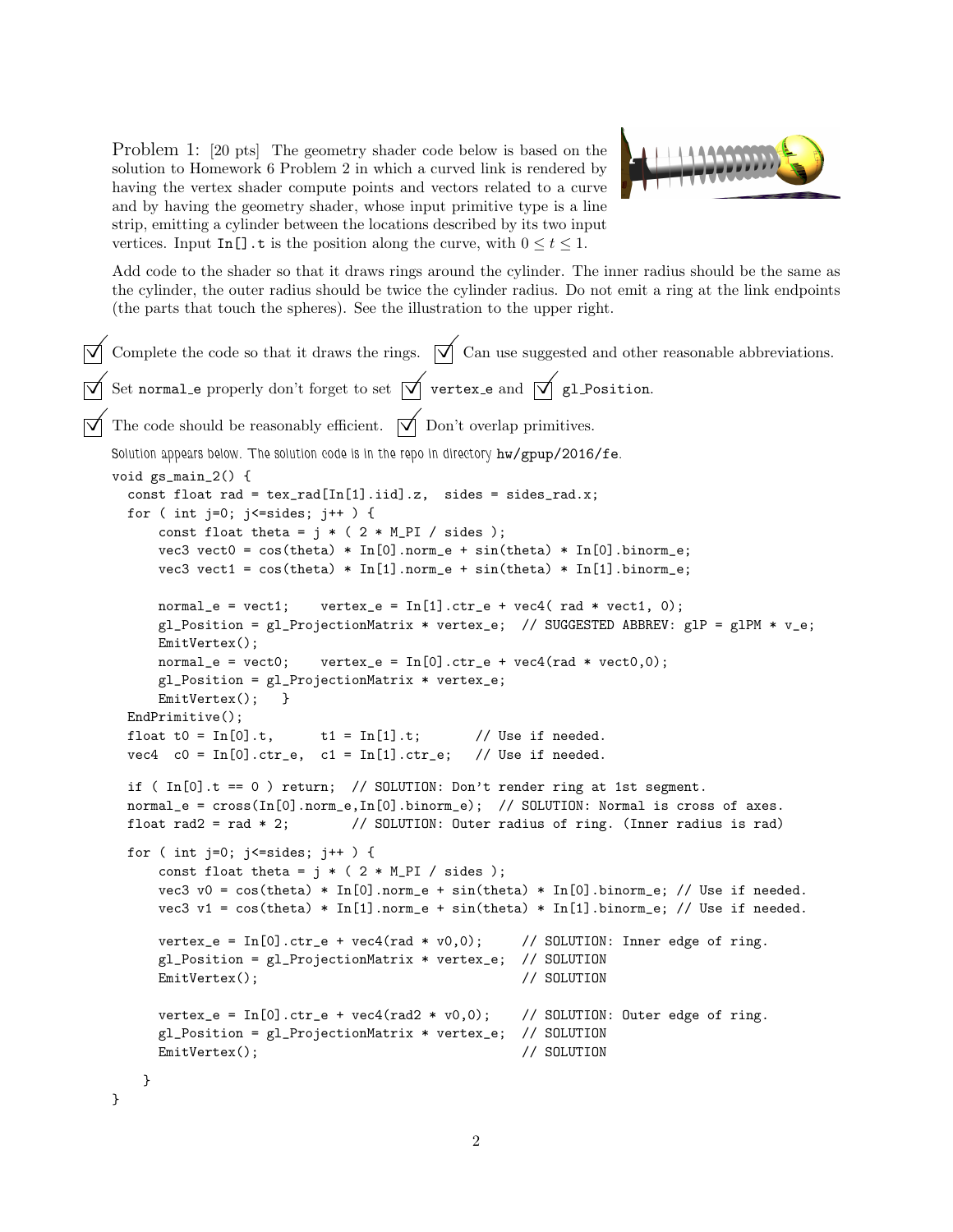Problem 1: [20 pts] The geometry shader code below is based on the solution to Homework 6 Problem 2 in which a curved link is rendered by having the vertex shader compute points and vectors related to a curve and by having the geometry shader, whose input primitive type is a line strip, emitting a cylinder between the locations described by its two input vertices. Input In[].t is the position along the curve, with $0 \leq t \leq 1$.

Add code to the shader so that it draws rings around the cylinder. The inner radius should be the same as the cylinder, the outer radius should be twice the cylinder radius. Do not emit a ring at the link endpoints (the parts that touch the spheres). See the illustration to the upper right.

☑ Complete the code so that it draws the rings. ☑ Can use suggested and other reasonable abbreviations.

☑ Set normal_e properly don't forget to set ☑ vertex_e and ☑ gl_Position.

☑ The code should be reasonably efficient. ☑ Don't overlap primitives.

Solution appears below. The solution code is in the repo in directory hw/gpup/2016/fe.

```
void gs_main_2() {
  const float rad = tex_rad[In[1].iid].z,  sides = sides_rad.x;
  for ( int j=0; j<=sides; j++ ) {
      const float theta = j * ( 2 * M_PI / sides );
      vec3 vect0 = cos(theta) * In[0].norm_e + sin(theta) * In[0].binorm_e;
      vec3 vect1 = cos(theta) * In[1].norm_e + sin(theta) * In[1].binorm_e;

      normal_e = vect1;    vertex_e = In[1].ctr_e + vec4( rad * vect1, 0);
      gl_Position = gl_ProjectionMatrix * vertex_e;  // SUGGESTED ABBREV: glP = glPM * v_e;
      EmitVertex();
      normal_e = vect0;    vertex_e = In[0].ctr_e + vec4(rad * vect0,0);
      gl_Position = gl_ProjectionMatrix * vertex_e;
      EmitVertex();   }
  EndPrimitive();
  float t0 = In[0].t,      t1 = In[1].t;       // Use if needed.
  vec4  c0 = In[0].ctr_e,  c1 = In[1].ctr_e;   // Use if needed.

  if ( In[0].t == 0 ) return;  // SOLUTION: Don't render ring at 1st segment.
  normal_e = cross(In[0].norm_e,In[0].binorm_e);  // SOLUTION: Normal is cross of axes.
  float rad2 = rad * 2;        // SOLUTION: Outer radius of ring. (Inner radius is rad)

  for ( int j=0; j<=sides; j++ ) {
      const float theta = j * ( 2 * M_PI / sides );
      vec3 v0 = cos(theta) * In[0].norm_e + sin(theta) * In[0].binorm_e; // Use if needed.
      vec3 v1 = cos(theta) * In[1].norm_e + sin(theta) * In[1].binorm_e; // Use if needed.

      vertex_e = In[0].ctr_e + vec4(rad * v0,0);     // SOLUTION: Inner edge of ring.
      gl_Position = gl_ProjectionMatrix * vertex_e;  // SOLUTION
      EmitVertex();                                  // SOLUTION

      vertex_e = In[0].ctr_e + vec4(rad2 * v0,0);    // SOLUTION: Outer edge of ring.
      gl_Position = gl_ProjectionMatrix * vertex_e;  // SOLUTION
      EmitVertex();                                  // SOLUTION

    }
}
```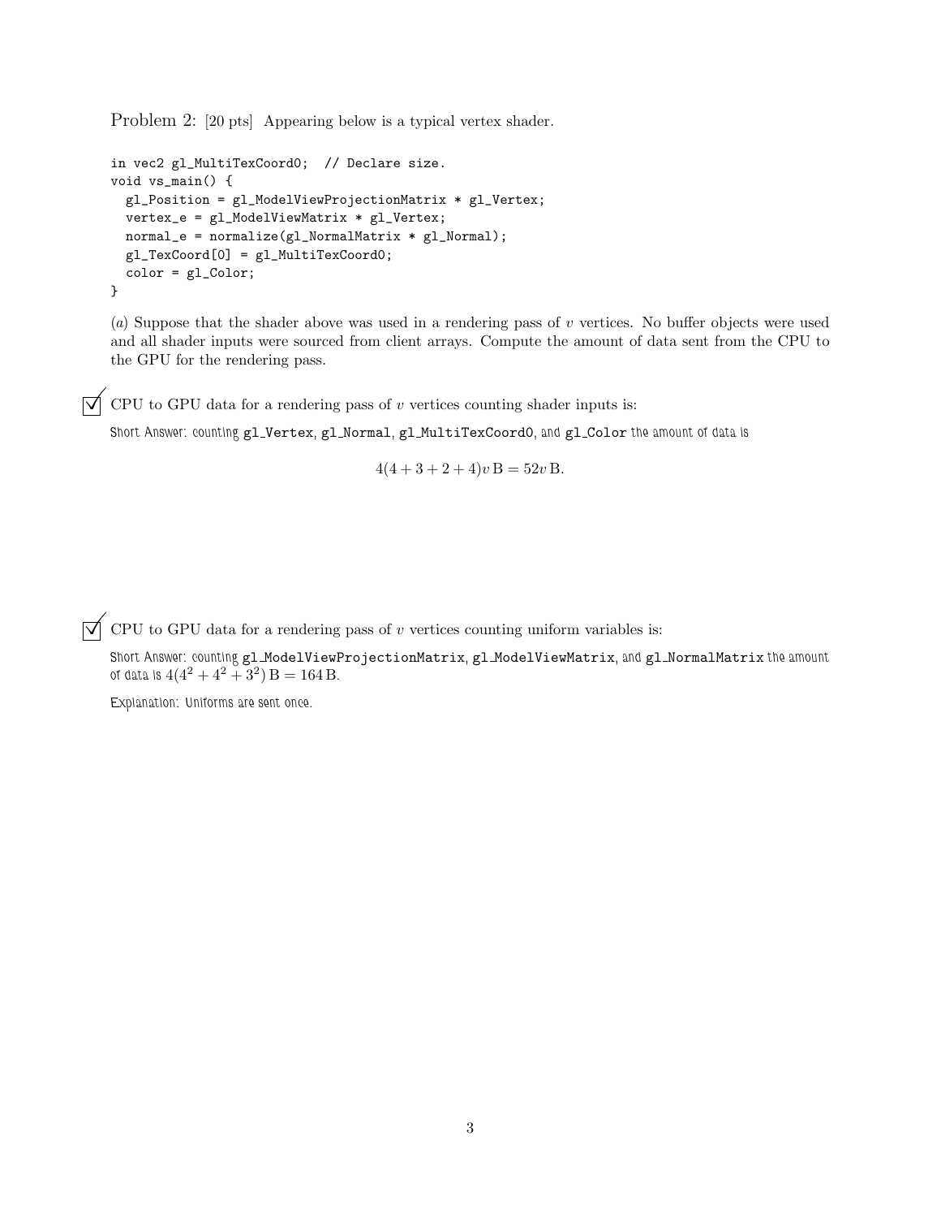Problem 2: [20 pts] Appearing below is a typical vertex shader.

```
in vec2 gl_MultiTexCoord0;  // Declare size.
void vs_main() {
  gl_Position = gl_ModelViewProjectionMatrix * gl_Vertex;
  vertex_e = gl_ModelViewMatrix * gl_Vertex;
  normal_e = normalize(gl_NormalMatrix * gl_Normal);
  gl_TexCoord[0] = gl_MultiTexCoord0;
  color = gl_Color;
}
```

(*a*) Suppose that the shader above was used in a rendering pass of $v$ vertices. No buffer objects were used and all shader inputs were sourced from client arrays. Compute the amount of data sent from the CPU to the GPU for the rendering pass.

☑ CPU to GPU data for a rendering pass of $v$ vertices counting shader inputs is:

Short Answer: counting `gl_Vertex`, `gl_Normal`, `gl_MultiTexCoord0`, and `gl_Color` the amount of data is

$$4(4+3+2+4)v\,\mathrm{B} = 52v\,\mathrm{B}.$$

☑ CPU to GPU data for a rendering pass of $v$ vertices counting uniform variables is:

Short Answer: counting `gl_ModelViewProjectionMatrix`, `gl_ModelViewMatrix`, and `gl_NormalMatrix` the amount of data is $4(4^2+4^2+3^2)\,\mathrm{B} = 164\,\mathrm{B}$.

Explanation: Uniforms are sent once.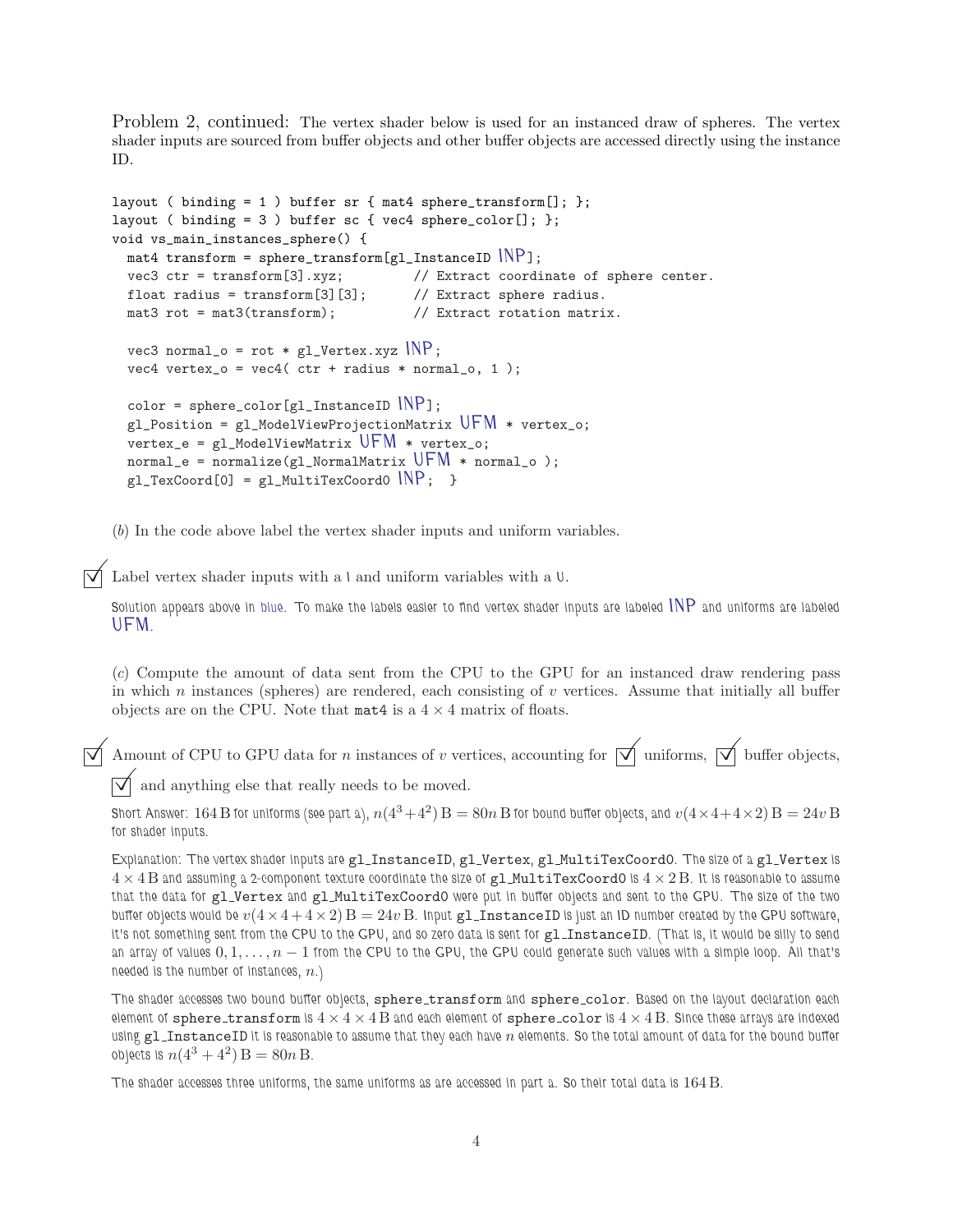Problem 2, continued: The vertex shader below is used for an instanced draw of spheres. The vertex shader inputs are sourced from buffer objects and other buffer objects are accessed directly using the instance ID.

```
layout ( binding = 1 ) buffer sr { mat4 sphere_transform[]; };
layout ( binding = 3 ) buffer sc { vec4 sphere_color[]; };
void vs_main_instances_sphere() {
  mat4 transform = sphere_transform[gl_InstanceID INP];
  vec3 ctr = transform[3].xyz;         // Extract coordinate of sphere center.
  float radius = transform[3][3];      // Extract sphere radius.
  mat3 rot = mat3(transform);          // Extract rotation matrix.

  vec3 normal_o = rot * gl_Vertex.xyz INP;
  vec4 vertex_o = vec4( ctr + radius * normal_o, 1 );

  color = sphere_color[gl_InstanceID INP];
  gl_Position = gl_ModelViewProjectionMatrix UFM * vertex_o;
  vertex_e = gl_ModelViewMatrix UFM * vertex_o;
  normal_e = normalize(gl_NormalMatrix UFM * normal_o );
  gl_TexCoord[0] = gl_MultiTexCoord0 INP;  }
```

(*b*) In the code above label the vertex shader inputs and uniform variables.

☑ Label vertex shader inputs with a I and uniform variables with a U.

Solution appears above in blue. To make the labels easier to find vertex shader inputs are labeled INP and uniforms are labeled UFM.

(*c*) Compute the amount of data sent from the CPU to the GPU for an instanced draw rendering pass in which $n$ instances (spheres) are rendered, each consisting of $v$ vertices. Assume that initially all buffer objects are on the CPU. Note that `mat4` is a $4 \times 4$ matrix of floats.

☑ Amount of CPU to GPU data for $n$ instances of $v$ vertices, accounting for ☑ uniforms, ☑ buffer objects, ☑ and anything else that really needs to be moved.

Short Answer: $164\,\mathrm{B}$ for uniforms (see part a), $n(4^3+4^2)\,\mathrm{B} = 80n\,\mathrm{B}$ for bound buffer objects, and $v(4\times4+4\times2)\,\mathrm{B} = 24v\,\mathrm{B}$ for shader inputs.

Explanation: The vertex shader inputs are gl_InstanceID, gl_Vertex, gl_MultiTexCoord0. The size of a gl_Vertex is $4 \times 4\,\mathrm{B}$ and assuming a 2-component texture coordinate the size of gl_MultiTexCoord0 is $4 \times 2\,\mathrm{B}$. It is reasonable to assume that the data for gl_Vertex and gl_MultiTexCoord0 were put in buffer objects and sent to the GPU. The size of the two buffer objects would be $v(4\times4+4\times2)\,\mathrm{B} = 24v\,\mathrm{B}$. Input gl_InstanceID is just an ID number created by the GPU software, it's not something sent from the CPU to the GPU, and so zero data is sent for gl_InstanceID. (That is, it would be silly to send an array of values $0, 1, \ldots, n-1$ from the CPU to the GPU, the GPU could generate such values with a simple loop. All that's needed is the number of instances, $n$.)

The shader accesses two bound buffer objects, sphere_transform and sphere_color. Based on the layout declaration each element of sphere_transform is $4 \times 4 \times 4\,\mathrm{B}$ and each element of sphere_color is $4 \times 4\,\mathrm{B}$. Since these arrays are indexed using gl_InstanceID it is reasonable to assume that they each have $n$ elements. So the total amount of data for the bound buffer objects is $n(4^3 + 4^2)\,\mathrm{B} = 80n\,\mathrm{B}$.

The shader accesses three uniforms, the same uniforms as are accessed in part a. So their total data is $164\,\mathrm{B}$.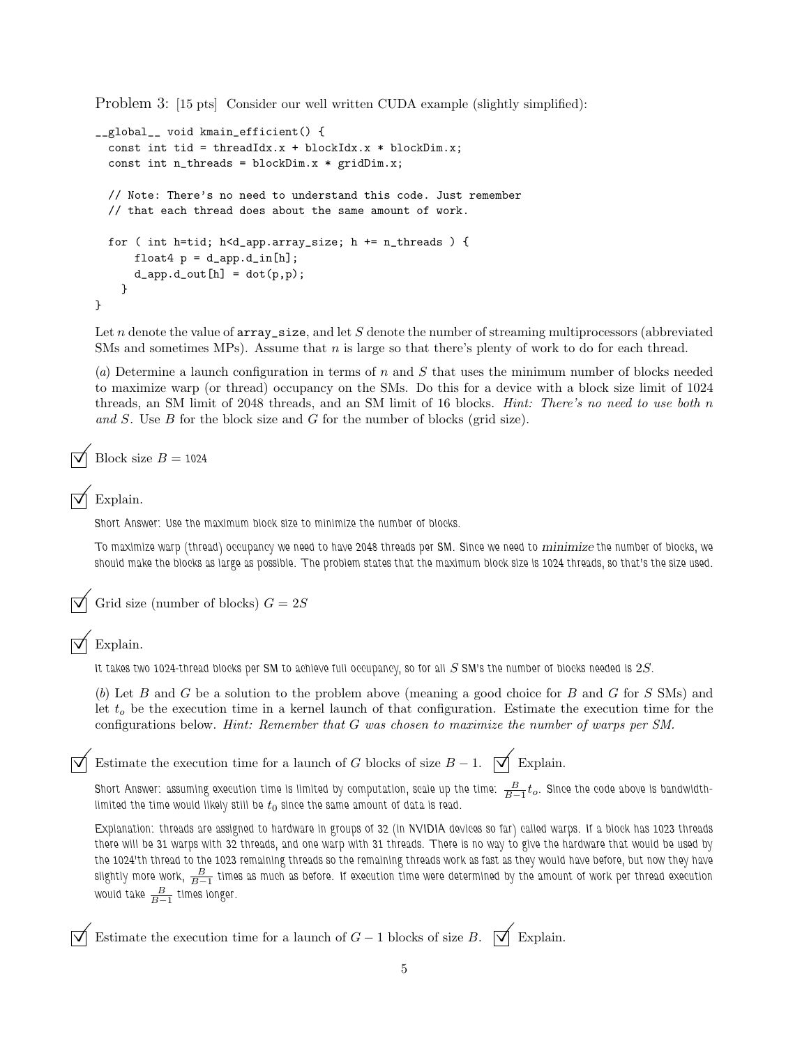Problem 3: [15 pts] Consider our well written CUDA example (slightly simplified):

```
__global__ void kmain_efficient() {
  const int tid = threadIdx.x + blockIdx.x * blockDim.x;
  const int n_threads = blockDim.x * gridDim.x;

  // Note: There's no need to understand this code. Just remember
  // that each thread does about the same amount of work.

  for ( int h=tid; h<d_app.array_size; h += n_threads ) {
      float4 p = d_app.d_in[h];
      d_app.d_out[h] = dot(p,p);
    }
}
```

Let $n$ denote the value of array_size, and let $S$ denote the number of streaming multiprocessors (abbreviated SMs and sometimes MPs). Assume that $n$ is large so that there's plenty of work to do for each thread.

($a$) Determine a launch configuration in terms of $n$ and $S$ that uses the minimum number of blocks needed to maximize warp (or thread) occupancy on the SMs. Do this for a device with a block size limit of 1024 threads, an SM limit of 2048 threads, and an SM limit of 16 blocks. *Hint: There's no need to use both n and S.* Use $B$ for the block size and $G$ for the number of blocks (grid size).

☑ Block size $B = 1024$

☑ Explain.

Short Answer: Use the maximum block size to minimize the number of blocks.

To maximize warp (thread) occupancy we need to have 2048 threads per SM. Since we need to *minimize* the number of blocks, we should make the blocks as large as possible. The problem states that the maximum block size is 1024 threads, so that's the size used.

☑ Grid size (number of blocks) $G = 2S$

☑ Explain.

It takes two 1024-thread blocks per SM to achieve full occupancy, so for all $S$ SM's the number of blocks needed is $2S$.

($b$) Let $B$ and $G$ be a solution to the problem above (meaning a good choice for $B$ and $G$ for $S$ SMs) and let $t_o$ be the execution time in a kernel launch of that configuration. Estimate the execution time for the configurations below. *Hint: Remember that G was chosen to maximize the number of warps per SM.*

☑ Estimate the execution time for a launch of $G$ blocks of size $B - 1$. ☑ Explain.

Short Answer: assuming execution time is limited by computation, scale up the time: $\frac{B}{B-1}t_o$. Since the code above is bandwidth-limited the time would likely still be $t_0$ since the same amount of data is read.

Explanation: threads are assigned to hardware in groups of 32 (in NVIDIA devices so far) called warps. If a block has 1023 threads there will be 31 warps with 32 threads, and one warp with 31 threads. There is no way to give the hardware that would be used by the 1024'th thread to the 1023 remaining threads so the remaining threads work as fast as they would have before, but now they have slightly more work, $\frac{B}{B-1}$ times as much as before. If execution time were determined by the amount of work per thread execution would take $\frac{B}{B-1}$ times longer.

☑ Estimate the execution time for a launch of $G - 1$ blocks of size $B$. ☑ Explain.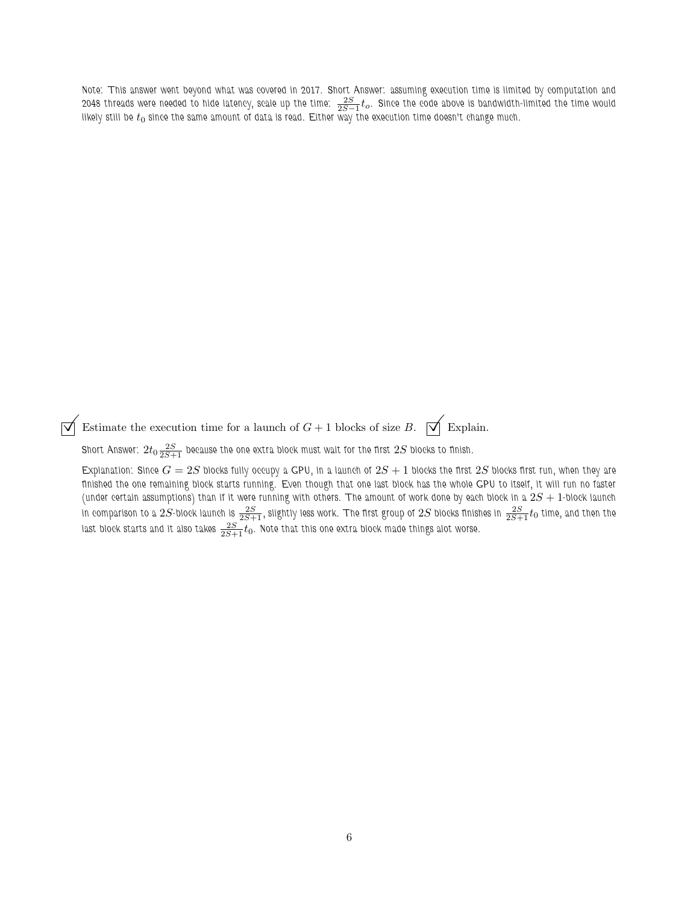Note: This answer went beyond what was covered in 2017. Short Answer: assuming execution time is limited by computation and 2048 threads were needed to hide latency, scale up the time: $\frac{2S}{2S-1}t_o$. Since the code above is bandwidth-limited the time would likely still be $t_0$ since the same amount of data is read. Either way the execution time doesn't change much.

☑ Estimate the execution time for a launch of $G+1$ blocks of size $B$. ☑ Explain.

Short Answer: $2t_0\frac{2S}{2S+1}$ because the one extra block must wait for the first $2S$ blocks to finish.

Explanation: Since $G = 2S$ blocks fully occupy a GPU, in a launch of $2S+1$ blocks the first $2S$ blocks first run, when they are finished the one remaining block starts running. Even though that one last block has the whole GPU to itself, it will run no faster (under certain assumptions) than if it were running with others. The amount of work done by each block in a $2S+1$-block launch in comparison to a $2S$-block launch is $\frac{2S}{2S+1}$, slightly less work. The first group of $2S$ blocks finishes in $\frac{2S}{2S+1}t_0$ time, and then the last block starts and it also takes $\frac{2S}{2S+1}t_0$. Note that this one extra block made things alot worse.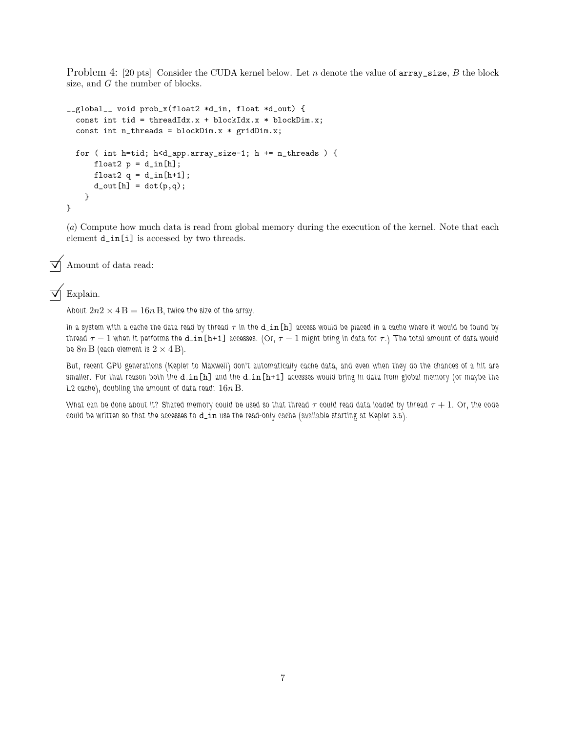Problem 4: [20 pts] Consider the CUDA kernel below. Let $n$ denote the value of array_size, $B$ the block size, and $G$ the number of blocks.

```
__global__ void prob_x(float2 *d_in, float *d_out) {
  const int tid = threadIdx.x + blockIdx.x * blockDim.x;
  const int n_threads = blockDim.x * gridDim.x;

  for ( int h=tid; h<d_app.array_size-1; h += n_threads ) {
      float2 p = d_in[h];
      float2 q = d_in[h+1];
      d_out[h] = dot(p,q);
    }
}
```

(*a*) Compute how much data is read from global memory during the execution of the kernel. Note that each element d_in[i] is accessed by two threads.

☑ Amount of data read:

☑ Explain.

About $2n2 \times 4\,\mathrm{B} = 16n\,\mathrm{B}$, twice the size of the array.

In a system with a cache the data read by thread $\tau$ in the d_in[h] access would be placed in a cache where it would be found by thread $\tau - 1$ when it performs the d_in[h+1] accesses. (Or, $\tau - 1$ might bring in data for $\tau$.) The total amount of data would be $8n\,\mathrm{B}$ (each element is $2 \times 4\,\mathrm{B}$).

But, recent GPU generations (Kepler to Maxwell) don't automatically cache data, and even when they do the chances of a hit are smaller. For that reason both the d_in[h] and the d_in[h+1] accesses would bring in data from global memory (or maybe the L2 cache), doubling the amount of data read: $16n\,\mathrm{B}$.

What can be done about it? Shared memory could be used so that thread $\tau$ could read data loaded by thread $\tau + 1$. Or, the code could be written so that the accesses to d_in use the read-only cache (available starting at Kepler 3.5).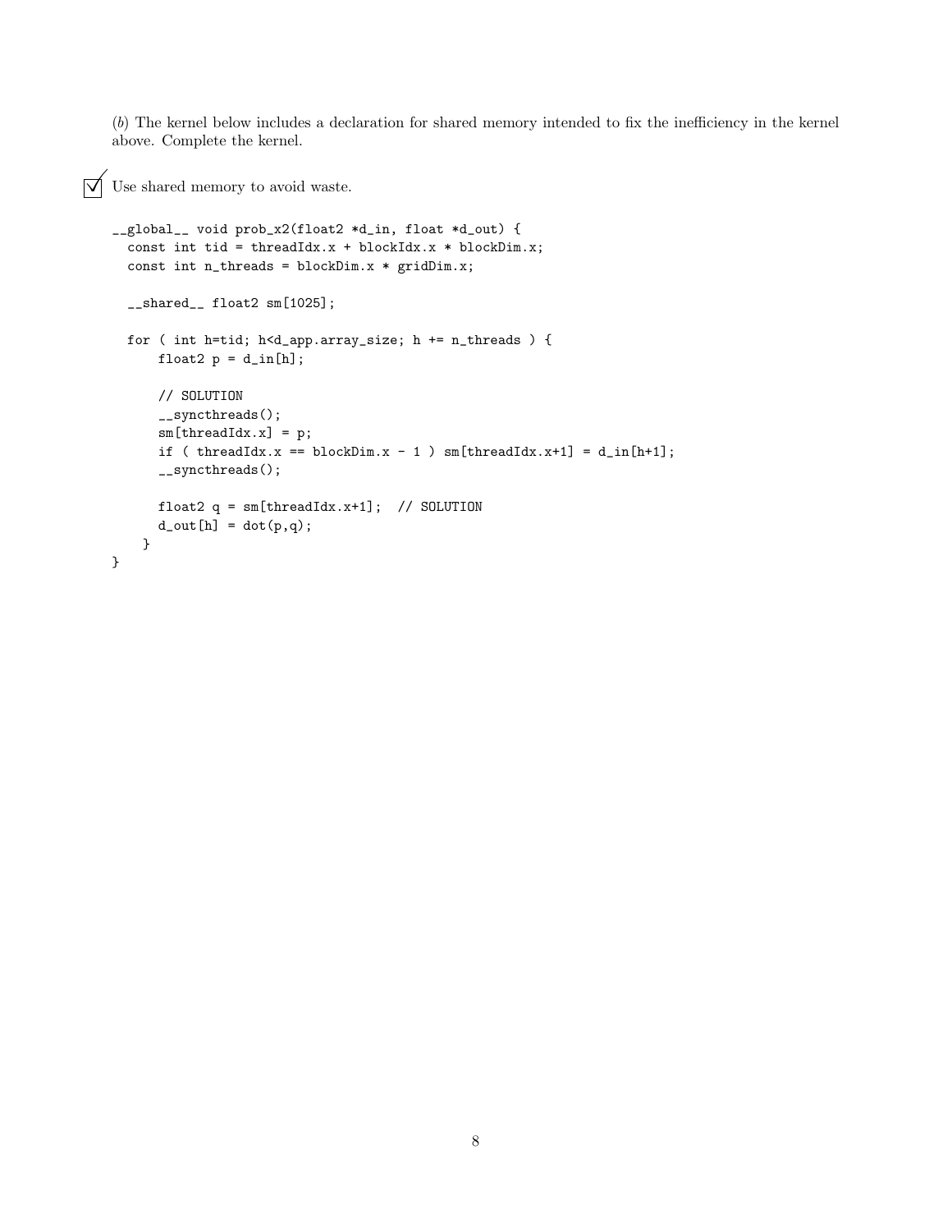(*b*) The kernel below includes a declaration for shared memory intended to fix the inefficiency in the kernel above. Complete the kernel.

☑ Use shared memory to avoid waste.

```
__global__ void prob_x2(float2 *d_in, float *d_out) {
  const int tid = threadIdx.x + blockIdx.x * blockDim.x;
  const int n_threads = blockDim.x * gridDim.x;

  __shared__ float2 sm[1025];

  for ( int h=tid; h<d_app.array_size; h += n_threads ) {
      float2 p = d_in[h];

      // SOLUTION
      __syncthreads();
      sm[threadIdx.x] = p;
      if ( threadIdx.x == blockDim.x - 1 ) sm[threadIdx.x+1] = d_in[h+1];
      __syncthreads();

      float2 q = sm[threadIdx.x+1];  // SOLUTION
      d_out[h] = dot(p,q);
    }
}
```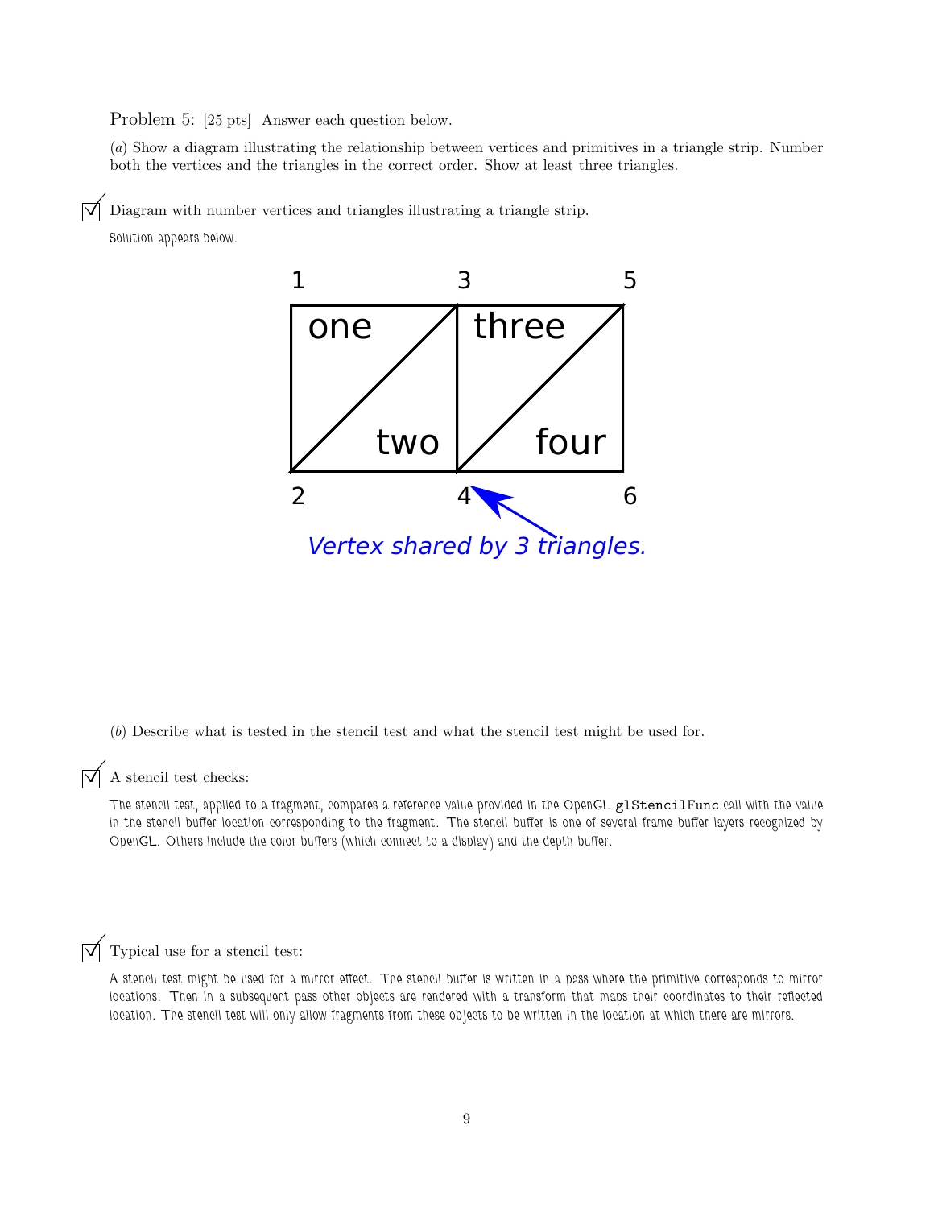Problem 5: [25 pts] Answer each question below.

(*a*) Show a diagram illustrating the relationship between vertices and primitives in a triangle strip. Number both the vertices and the triangles in the correct order. Show at least three triangles.

☑ Diagram with number vertices and triangles illustrating a triangle strip.

Solution appears below.

1 3 5

one three

two four

2 4 6

*Vertex shared by 3 triangles.*

(*b*) Describe what is tested in the stencil test and what the stencil test might be used for.

☑ A stencil test checks:

The stencil test, applied to a fragment, compares a reference value provided in the OpenGL `glStencilFunc` call with the value in the stencil buffer location corresponding to the fragment. The stencil buffer is one of several frame buffer layers recognized by OpenGL. Others include the color buffers (which connect to a display) and the depth buffer.

☑ Typical use for a stencil test:

A stencil test might be used for a mirror effect. The stencil buffer is written in a pass where the primitive corresponds to mirror locations. Then in a subsequent pass other objects are rendered with a transform that maps their coordinates to their reflected location. The stencil test will only allow fragments from these objects to be written in the location at which there are mirrors.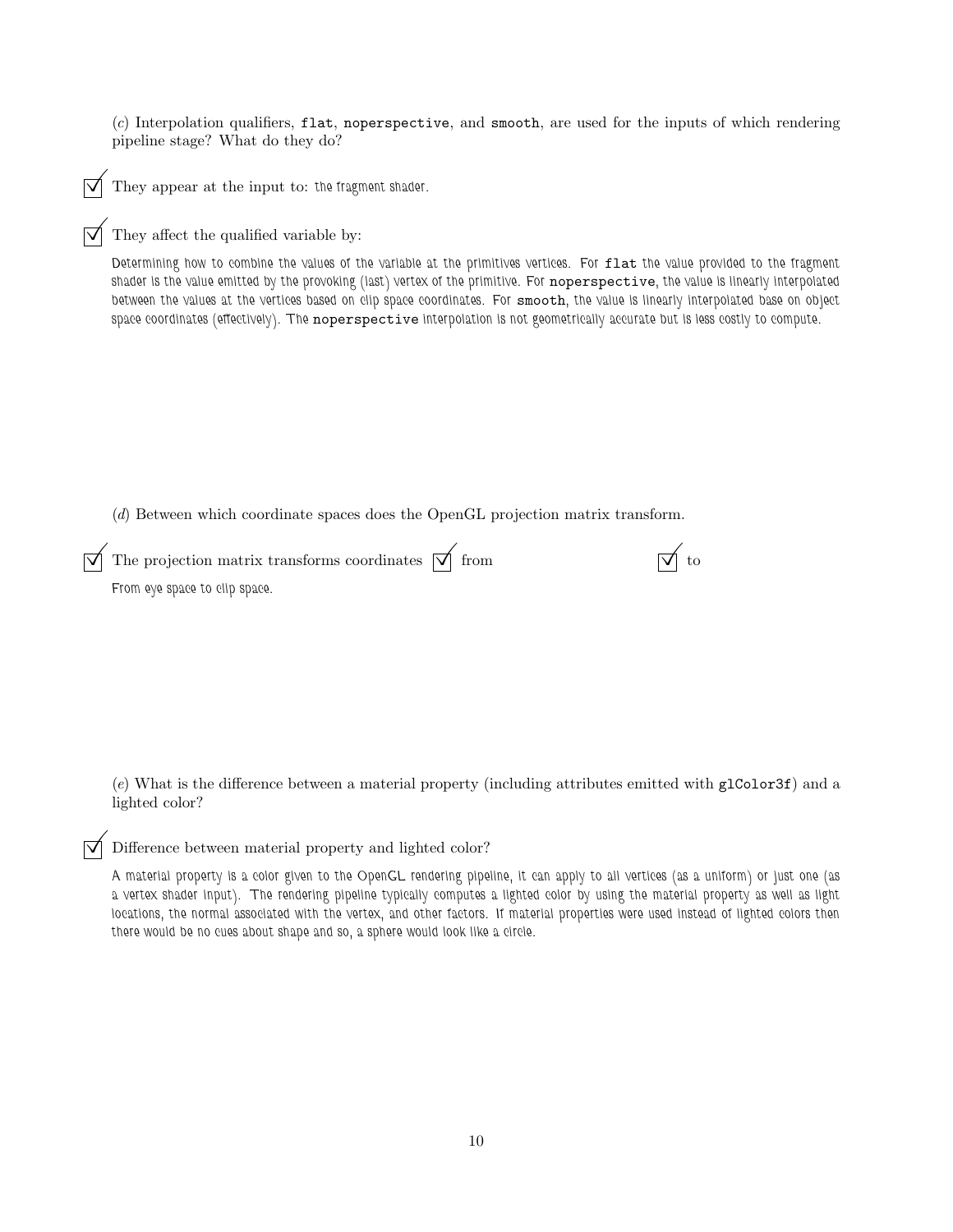(*c*) Interpolation qualifiers, `flat`, `noperspective`, and `smooth`, are used for the inputs of which rendering pipeline stage? What do they do?

☑ They appear at the input to: the fragment shader.

☑ They affect the qualified variable by:

Determining how to combine the values of the variable at the primitives vertices. For `flat` the value provided to the fragment shader is the value emitted by the provoking (last) vertex of the primitive. For `noperspective`, the value is linearly interpolated between the values at the vertices based on clip space coordinates. For `smooth`, the value is linearly interpolated base on object space coordinates (effectively). The `noperspective` interpolation is not geometrically accurate but is less costly to compute.

(*d*) Between which coordinate spaces does the OpenGL projection matrix transform.

☑ The projection matrix transforms coordinates ☑ from ☑ to

From eye space to clip space.

(*e*) What is the difference between a material property (including attributes emitted with `glColor3f`) and a lighted color?

☑ Difference between material property and lighted color?

A material property is a color given to the OpenGL rendering pipeline, it can apply to all vertices (as a uniform) or just one (as a vertex shader input). The rendering pipeline typically computes a lighted color by using the material property as well as light locations, the normal associated with the vertex, and other factors. If material properties were used instead of lighted colors then there would be no cues about shape and so, a sphere would look like a circle.